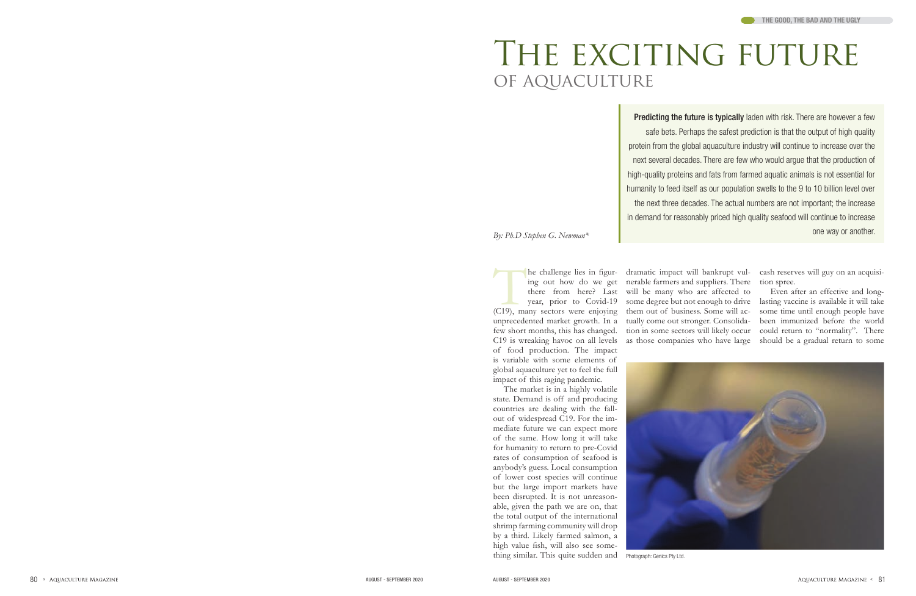# The exciting future of aquaculture

*By: Ph.D Stephen G. Newman**

**Predicting the future is typically** laden with risk. There are however a few safe bets. Perhaps the safest prediction is that the output of high quality protein from the global aquaculture industry will continue to increase over the next several decades. There are few who would argue that the production of high-quality proteins and fats from farmed aquatic animals is not essential for humanity to feed itself as our population swells to the 9 to 10 billion level over the next three decades. The actual numbers are not important; the increase in demand for reasonably priced high quality seafood will continue to increase one way or another.

The challenge lies in figuring out how do we get there from here? Last year, prior to Covid-19 (C19), many sectors were enjoying unprecedented market growth. In a few short months, this has changed. C19 is wreaking havoc on all levels of food production. The impact is variable with some elements of global aquaculture yet to feel the full impact of this raging pandemic.

The market is in a highly volatile state. Demand is off and producing countries are dealing with the fallout of widespread C19. For the immediate future we can expect more of the same. How long it will take for humanity to return to pre-Covid rates of consumption of seafood is anybody's guess. Local consumption of lower cost species will continue but the large import markets have been disrupted. It is not unreasonable, given the path we are on, that the total output of the international shrimp farming community will drop by a third. Likely farmed salmon, a high value fish, will also see something similar. This quite sudden and dramatic impact will bankrupt vulnerable farmers and suppliers. There will be many who are affected to some degree but not enough to drive them out of business. Some will actually come out stronger. Consolidation in some sectors will likely occur as those companies who have large cash reserves will guy on an acquisition spree.

Even after an effective and long-lasting vaccine is available it will take some time until enough people have been immunized before the world could return to "normality". There should be a gradual return to some

Photograph: Genics Pty Ltd.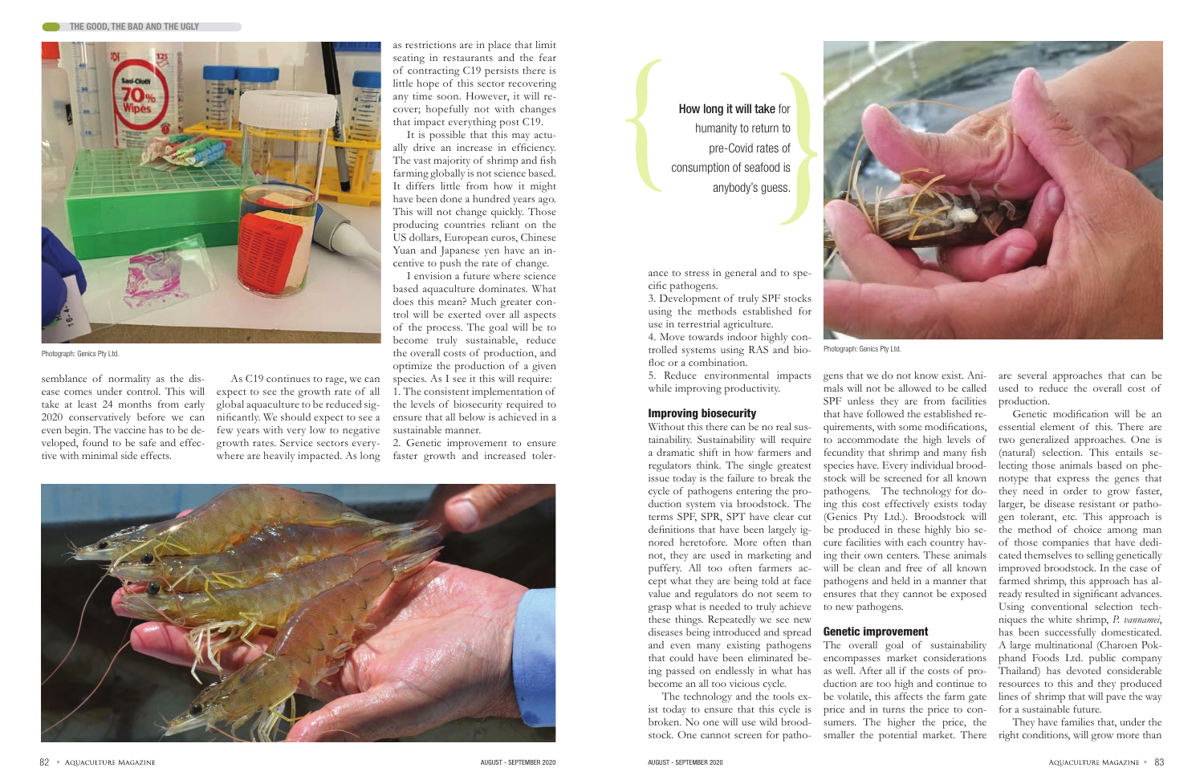Photograph: Genics Pty Ltd.

semblance of normality as the disease comes under control. This will take at least 24 months from early 2020 conservatively before we can even begin. The vaccine has to be developed, found to be safe and effective with minimal side effects.

As C19 continues to rage, we can expect to see the growth rate of all global aquaculture to be reduced significantly. We should expect to see a few years with very low to negative growth rates. Service sectors everywhere are heavily impacted. As long as restrictions are in place that limit seating in restaurants and the fear of contracting C19 persists there is little hope of this sector recovering any time soon. However, it will recover; hopefully not with changes that impact everything post C19.

It is possible that this may actually drive an increase in efficiency. The vast majority of shrimp and fish farming globally is not science based. It differs little from how it might have been done a hundred years ago. This will not change quickly. Those producing countries reliant on the US dollars, European euros, Chinese Yuan and Japanese yen have an incentive to push the rate of change.

I envision a future where science based aquaculture dominates. What does this mean? Much greater control will be exerted over all aspects of the process. The goal will be to become truly sustainable, reduce the overall costs of production, and optimize the production of a given species. As I see it this will require:

1. The consistent implementation of the levels of biosecurity required to ensure that all below is achieved in a sustainable manner.
2. Genetic improvement to ensure faster growth and increased tolerance to stress in general and to specific pathogens.
3. Development of truly SPF stocks using the methods established for use in terrestrial agriculture.
4. Move towards indoor highly controlled systems using RAS and biofloc or a combination.
5. Reduce environmental impacts while improving productivity.

> How long it will take for humanity to return to pre-Covid rates of consumption of seafood is anybody's guess.

## Improving biosecurity

Without this there can be no real sustainability. Sustainability will require a dramatic shift in how farmers and regulators think. The single greatest issue today is the failure to break the cycle of pathogens entering the production system via broodstock. The terms SPF, SPR, SPT have clear cut definitions that have been largely ignored heretofore. More often than not, they are used in marketing and puffery. All too often farmers accept what they are being told at face value and regulators do not seem to grasp what is needed to truly achieve these things. Repeatedly we see new diseases being introduced and spread and even many existing pathogens that could have been eliminated being passed on endlessly in what has become an all too vicious cycle.

The technology and the tools exist today to ensure that this cycle is broken. No one will use wild broodstock. One cannot screen for pathogens that we do not know exist. Animals will not be allowed to be called SPF unless they are from facilities that have followed the established requirements, with some modifications, to accommodate the high levels of fecundity that shrimp and many fish species have. Every individual broodstock will be screened for all known pathogens. The technology for doing this cost effectively exists today (Genics Pty Ltd.). Broodstock will be produced in these highly bio secure facilities with each country having their own centers. These animals will be clean and free of all known pathogens and held in a manner that ensures that they cannot be exposed to new pathogens.

Photograph: Genics Pty Ltd.

## Genetic improvement

The overall goal of sustainability encompasses market considerations as well. After all if the costs of production are too high and continue to be volatile, this affects the farm gate price and in turns the price to consumers. The higher the price, the smaller the potential market. There are several approaches that can be used to reduce the overall cost of production.

Genetic modification will be an essential element of this. There are two generalized approaches. One is (natural) selection. This entails selecting those animals based on phenotype that express the genes that they need in order to grow faster, larger, be disease resistant or pathogen tolerant, etc. This approach is the method of choice among many of those companies that have dedicated themselves to selling genetically improved broodstock. In the case of farmed shrimp, this approach has already resulted in significant advances. Using conventional selection techniques the white shrimp, *P. vannamei*, has been successfully domesticated. A large multinational (Charoen Pokphand Foods Ltd. public company Thailand) has devoted considerable resources to this and they produced lines of shrimp that will pave the way for a sustainable future.

They have families that, under the right conditions, will grow more than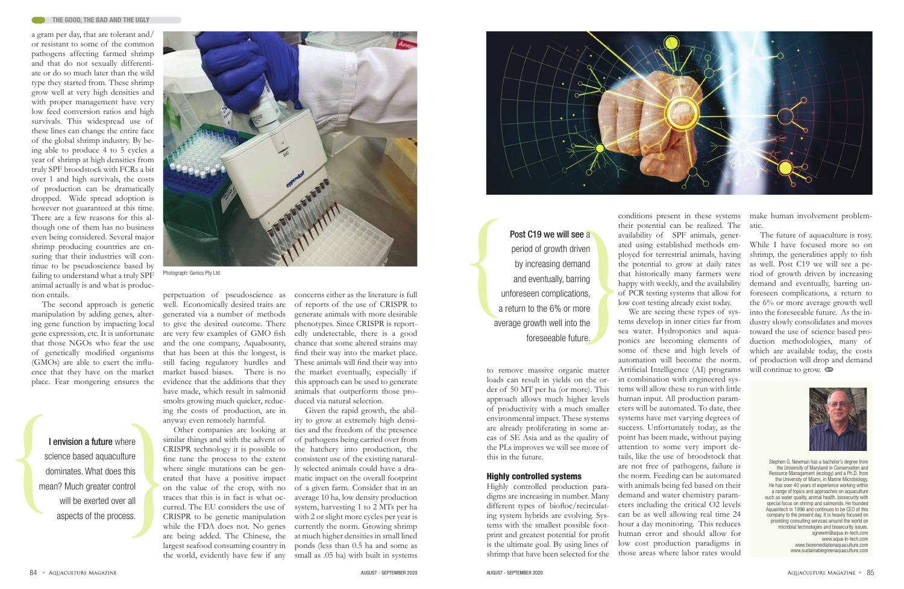a gram per day, that are tolerant and/or resistant to some of the common pathogens affecting farmed shrimp and that do not sexually differentiate or do so much later than the wild type they started from. These shrimp grow well at very high densities and with proper management have very low feed conversion ratios and high survivals. This widespread use of these lines can change the entire face of the global shrimp industry. By being able to produce 4 to 5 cycles a year of shrimp at high densities from truly SPF broodstock with FCRs a bit over 1 and high survivals, the costs of production can be dramatically dropped. Wide spread adoption is however not guaranteed at this time. There are a few reasons for this although one of them has no business even being considered. Several major shrimp producing countries are ensuring that their industries will continue to be pseudoscience based by failing to understand what a truly SPF animal actually is and what is production entails.

The second approach is genetic manipulation by adding genes, altering gene function by impacting local gene expression, etc. It is unfortunate that those NGOs who fear the use of genetically modified organisms (GMOs) are able to exert the influence that they have on the market place. Fear mongering ensures the perpetuation of pseudoscience as well. Economically desired traits are generated via a number of methods to give the desired outcome. There are very few examples of GMO fish and the one company, Aquabounty, that has been at this the longest, is still facing regulatory hurdles and market based biases. There is no evidence that the additions that they have made, which result in salmonid smolts growing much quicker, reducing the costs of production, are in anyway even remotely harmful.

> I envision a future where science based aquaculture dominates. What does this mean? Much greater control will be exerted over all aspects of the process.

Photograph: Genics Pty Ltd.

Other companies are looking at similar things and with the advent of CRISPR technology it is possible to fine tune the process to the extent where single mutations can be generated that have a positive impact on the value of the crop, with no traces that this is in fact is what occurred. The EU considers the use of CRISPR to be genetic manipulation while the FDA does not. No genes are being added. The Chinese, the largest seafood consuming country in the world, evidently have few if any concerns either as the literature is full of reports of the use of CRISPR to generate animals with more desirable phenotypes. Since CRISPR is reportedly undetectable, there is a good chance that some altered strains may find their way into the market place. These animals will find their way into the market eventually, especially if this approach can be used to generate animals that outperform those produced via natural selection.

Given the rapid growth, the ability to grow at extremely high densities and the freedom of the presence of pathogens being carried over from the hatchery into production, the consistent use of the existing naturally selected animals could have a dramatic impact on the overall footprint of a given farm. Consider that in an average 10 ha, low density production system, harvesting 1 to 2 MTs per ha with 2 or slight more cycles per year is currently the norm. Growing shrimp at much higher densities in small lined ponds (less than 0.5 ha and some as small as .05 ha) with built in systems to remove massive organic matter loads can result in yields on the order of 50 MT per ha (or more). This approach allows much higher levels of productivity with a much smaller environmental impact. These systems are already proliferating in some areas of SE Asia and as the quality of the PLs improves we will see more of this in the future.

> Post C19 we will see a period of growth driven by increasing demand and eventually, barring unforeseen complications, a return to the 6% or more average growth well into the foreseeable future.

### Highly controlled systems

Highly controlled production paradigms are increasing in number. Many different types of biofloc/recirculating system hybrids are evolving. Systems with the smallest possible footprint and greatest potential for profit is the ultimate goal. By using lines of shrimp that have been selected for the conditions present in these systems their potential can be realized. The availability of SPF animals, generated using established methods employed for terrestrial animals, having the potential to grow at daily rates that historically many farmers were happy with weekly, and the availability of PCR testing systems that allow for low cost testing already exist today.

We are seeing these types of systems develop in inner cities far from sea water. Hydroponics and aquaponics are becoming elements of some of these and high levels of automation will become the norm. Artificial Intelligence (AI) programs in combination with engineered systems will allow these to run with little human input. All production parameters will be automated. To date, thee systems have met varying degrees of success. Unfortunately today, as the point has been made, without paying attention to some very import details, like the use of broodstock that are not free of pathogens, failure is the norm. Feeding can be automated with animals being fed based on their demand and water chemistry parameters including the critical O2 levels can be as well allowing real time 24 hour a day monitoring. This reduces human error and should allow for low cost production paradigms in those areas where labor rates would make human involvement problematic.

The future of aquaculture is rosy. While I have focused more so on shrimp, the generalities apply to fish as well. Post C19 we will see a period of growth driven by increasing demand and eventually, barring unforeseen complications, a return to the 6% or more average growth well into the foreseeable future. As the industry slowly consolidates and moves toward the use of science based production methodologies, many of which are available today, the costs of production will drop and demand will continue to grow.

Stephen G. Newman has a bachelor's degree from the University of Maryland in Conservation and Resource Management (ecology) and a Ph.D. from the University of Miami, in Marine Microbiology. He has over 40 years of experience working within a range of topics and approaches on aquaculture such as water quality, animal health, biosecurity with special focus on shrimp and salmonids. He founded Aquaintech in 1996 and continues to be CEO of this company to the present day. It is heavily focused on providing consulting services around the world on microbial technologies and biosecurity issues.
sgnewm@aqua-in-tech.com
www.aqua-in-tech.com
www.bioremediationaquaculture.com
www.sustainablegreenaquaculture.com